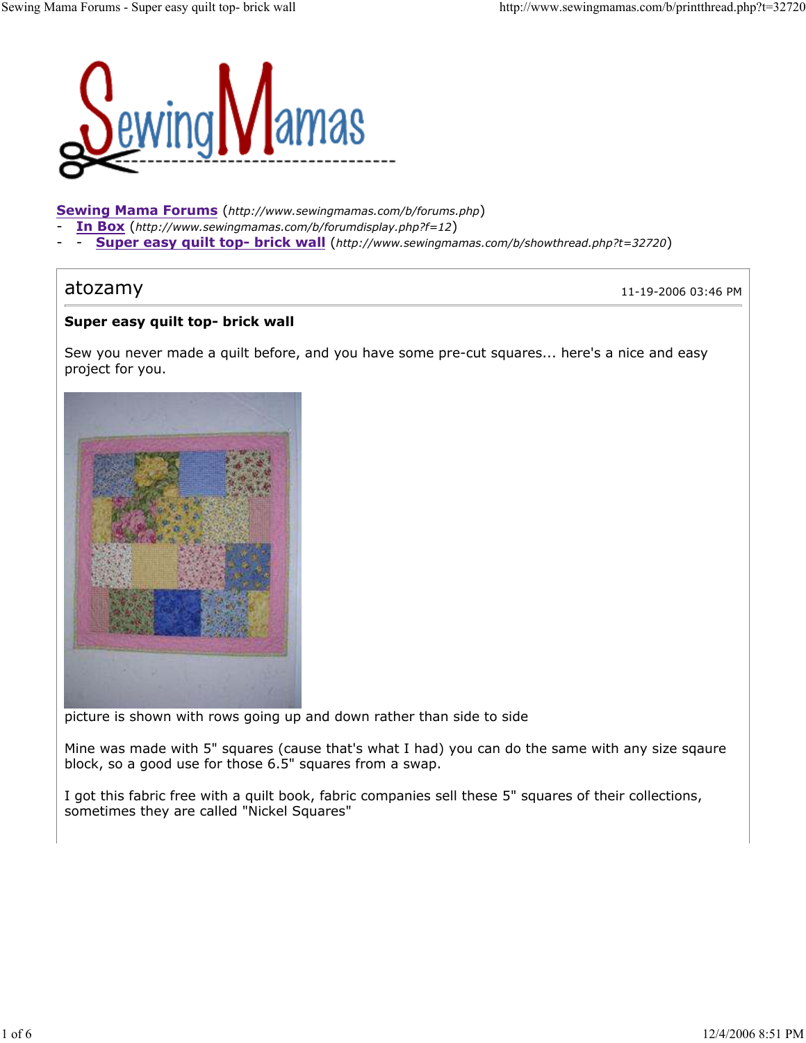**Sewing Mama Forums** (*http://www.sewingmamas.com/b/forums.php*)
- **In Box** (*http://www.sewingmamas.com/b/forumdisplay.php?f=12*)
- - **Super easy quilt top- brick wall** (*http://www.sewingmamas.com/b/showthread.php?t=32720*)

atozamy 11-19-2006 03:46 PM

**Super easy quilt top- brick wall**

Sew you never made a quilt before, and you have some pre-cut squares... here's a nice and easy project for you.

picture is shown with rows going up and down rather than side to side

Mine was made with 5" squares (cause that's what I had) you can do the same with any size sqaure block, so a good use for those 6.5" squares from a swap.

I got this fabric free with a quilt book, fabric companies sell these 5" squares of their collections, sometimes they are called "Nickel Squares"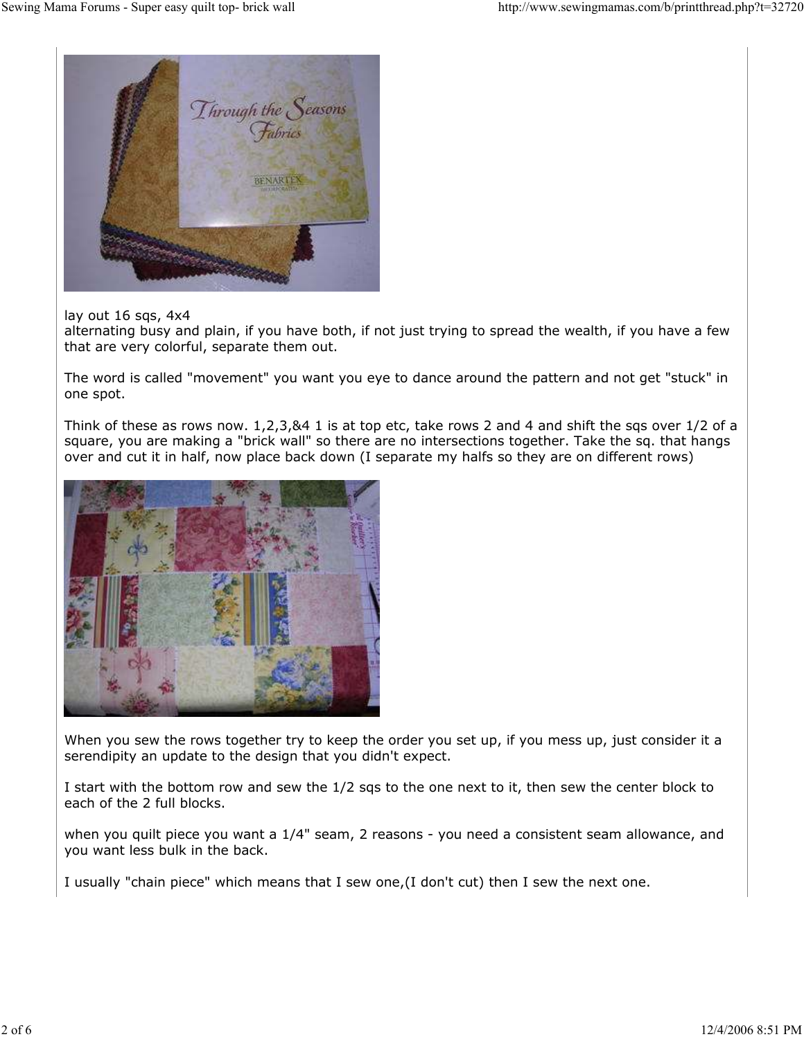lay out 16 sqs, 4x4
alternating busy and plain, if you have both, if not just trying to spread the wealth, if you have a few that are very colorful, separate them out.

The word is called "movement" you want you eye to dance around the pattern and not get "stuck" in one spot.

Think of these as rows now. 1,2,3,&4 1 is at top etc, take rows 2 and 4 and shift the sqs over 1/2 of a square, you are making a "brick wall" so there are no intersections together. Take the sq. that hangs over and cut it in half, now place back down (I separate my halfs so they are on different rows)

When you sew the rows together try to keep the order you set up, if you mess up, just consider it a serendipity an update to the design that you didn't expect.

I start with the bottom row and sew the 1/2 sqs to the one next to it, then sew the center block to each of the 2 full blocks.

when you quilt piece you want a 1/4" seam, 2 reasons - you need a consistent seam allowance, and you want less bulk in the back.

I usually "chain piece" which means that I sew one,(I don't cut) then I sew the next one.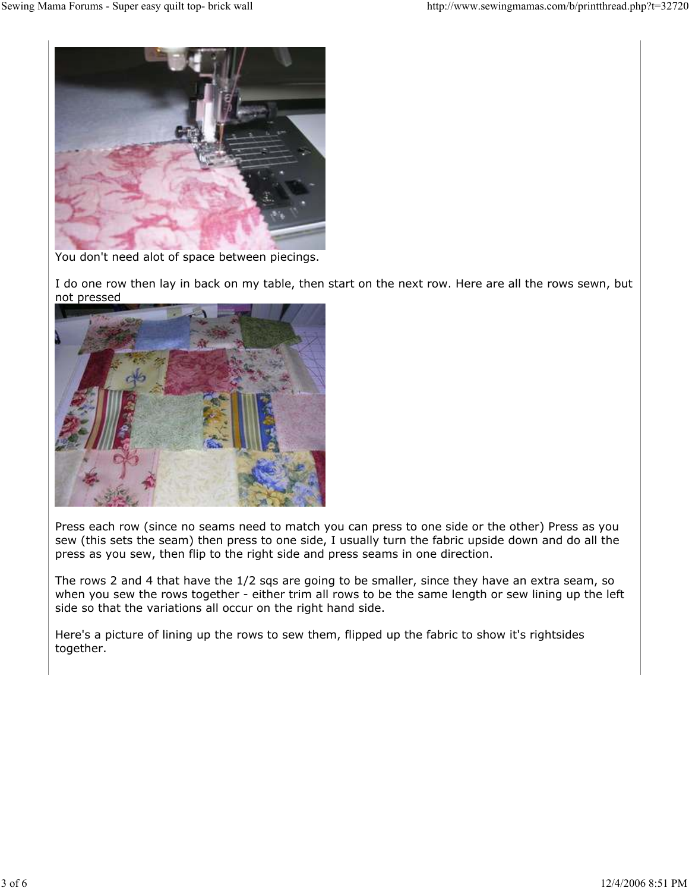You don't need alot of space between piecings.

I do one row then lay in back on my table, then start on the next row. Here are all the rows sewn, but not pressed

Press each row (since no seams need to match you can press to one side or the other) Press as you sew (this sets the seam) then press to one side, I usually turn the fabric upside down and do all the press as you sew, then flip to the right side and press seams in one direction.

The rows 2 and 4 that have the 1/2 sqs are going to be smaller, since they have an extra seam, so when you sew the rows together - either trim all rows to be the same length or sew lining up the left side so that the variations all occur on the right hand side.

Here's a picture of lining up the rows to sew them, flipped up the fabric to show it's rightsides together.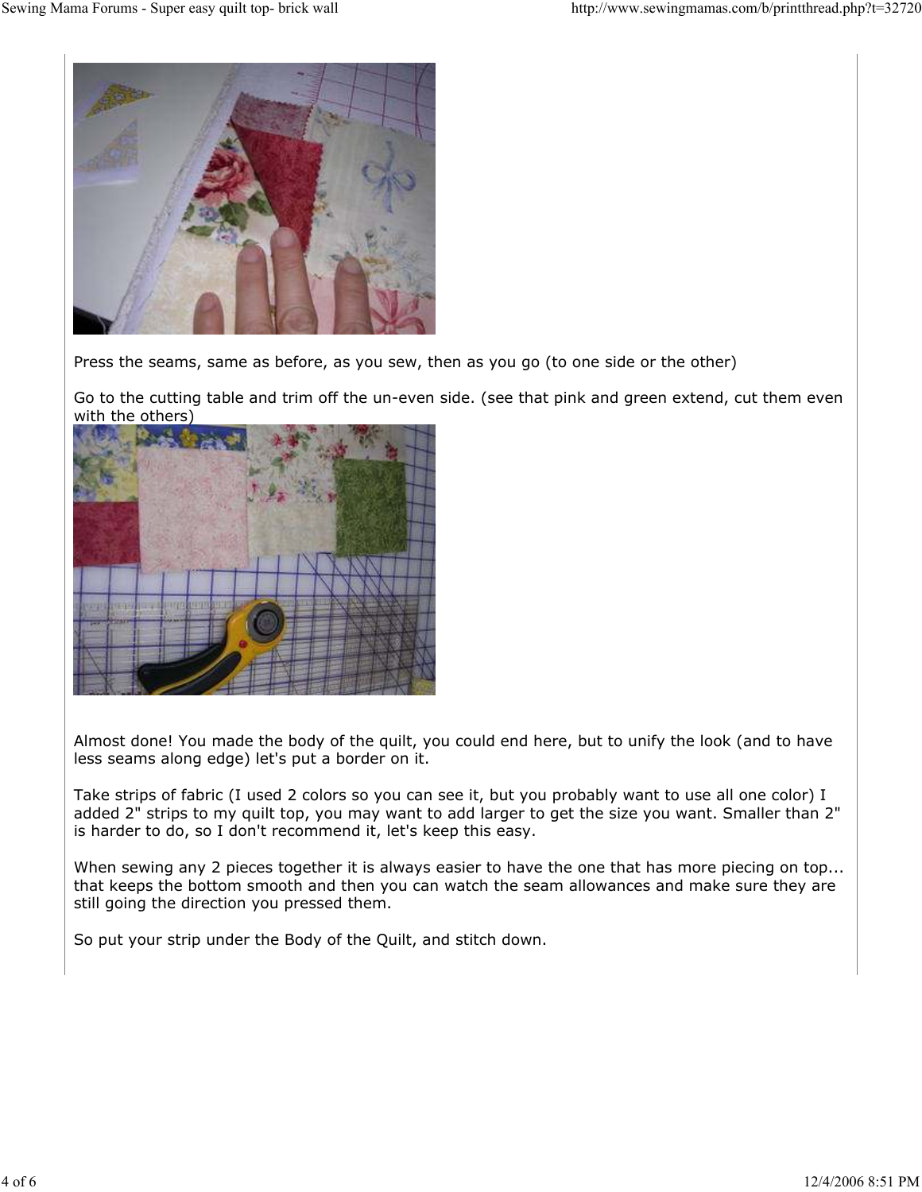Press the seams, same as before, as you sew, then as you go (to one side or the other)

Go to the cutting table and trim off the un-even side. (see that pink and green extend, cut them even with the others)

Almost done! You made the body of the quilt, you could end here, but to unify the look (and to have less seams along edge) let's put a border on it.

Take strips of fabric (I used 2 colors so you can see it, but you probably want to use all one color) I added 2" strips to my quilt top, you may want to add larger to get the size you want. Smaller than 2" is harder to do, so I don't recommend it, let's keep this easy.

When sewing any 2 pieces together it is always easier to have the one that has more piecing on top... that keeps the bottom smooth and then you can watch the seam allowances and make sure they are still going the direction you pressed them.

So put your strip under the Body of the Quilt, and stitch down.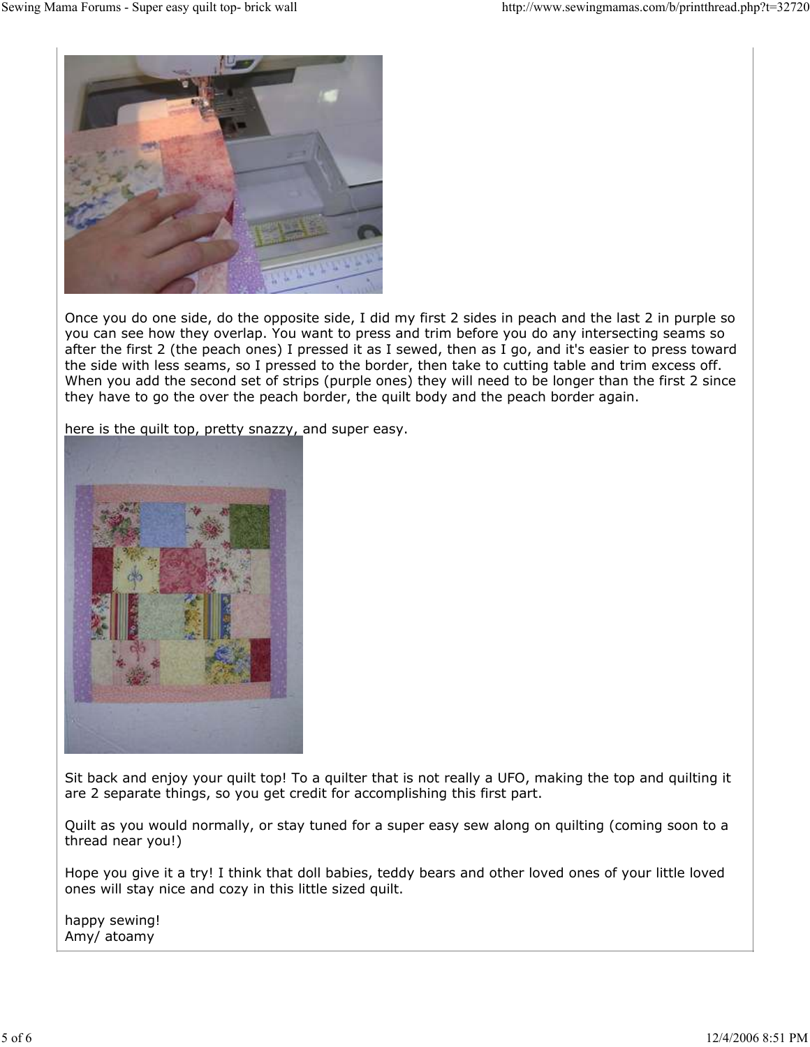Once you do one side, do the opposite side, I did my first 2 sides in peach and the last 2 in purple so you can see how they overlap. You want to press and trim before you do any intersecting seams so after the first 2 (the peach ones) I pressed it as I sewed, then as I go, and it's easier to press toward the side with less seams, so I pressed to the border, then take to cutting table and trim excess off. When you add the second set of strips (purple ones) they will need to be longer than the first 2 since they have to go the over the peach border, the quilt body and the peach border again.

here is the quilt top, pretty snazzy, and super easy.

Sit back and enjoy your quilt top! To a quilter that is not really a UFO, making the top and quilting it are 2 separate things, so you get credit for accomplishing this first part.

Quilt as you would normally, or stay tuned for a super easy sew along on quilting (coming soon to a thread near you!)

Hope you give it a try! I think that doll babies, teddy bears and other loved ones of your little loved ones will stay nice and cozy in this little sized quilt.

happy sewing!
Amy/ atoamy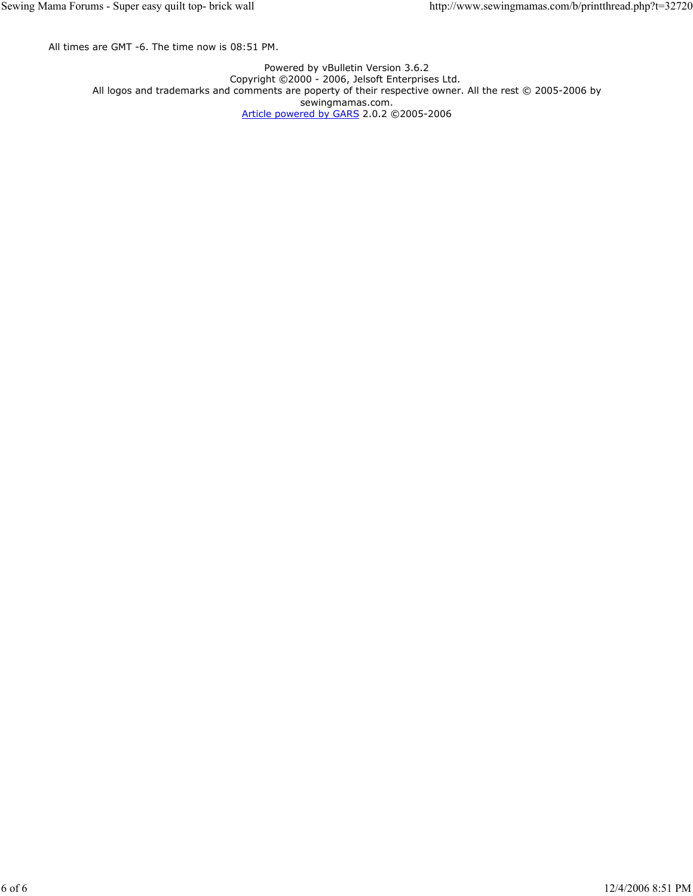All times are GMT -6. The time now is 08:51 PM.

Powered by vBulletin Version 3.6.2
Copyright ©2000 - 2006, Jelsoft Enterprises Ltd.
All logos and trademarks and comments are poperty of their respective owner. All the rest © 2005-2006 by sewingmamas.com.
Article powered by GARS 2.0.2 ©2005-2006